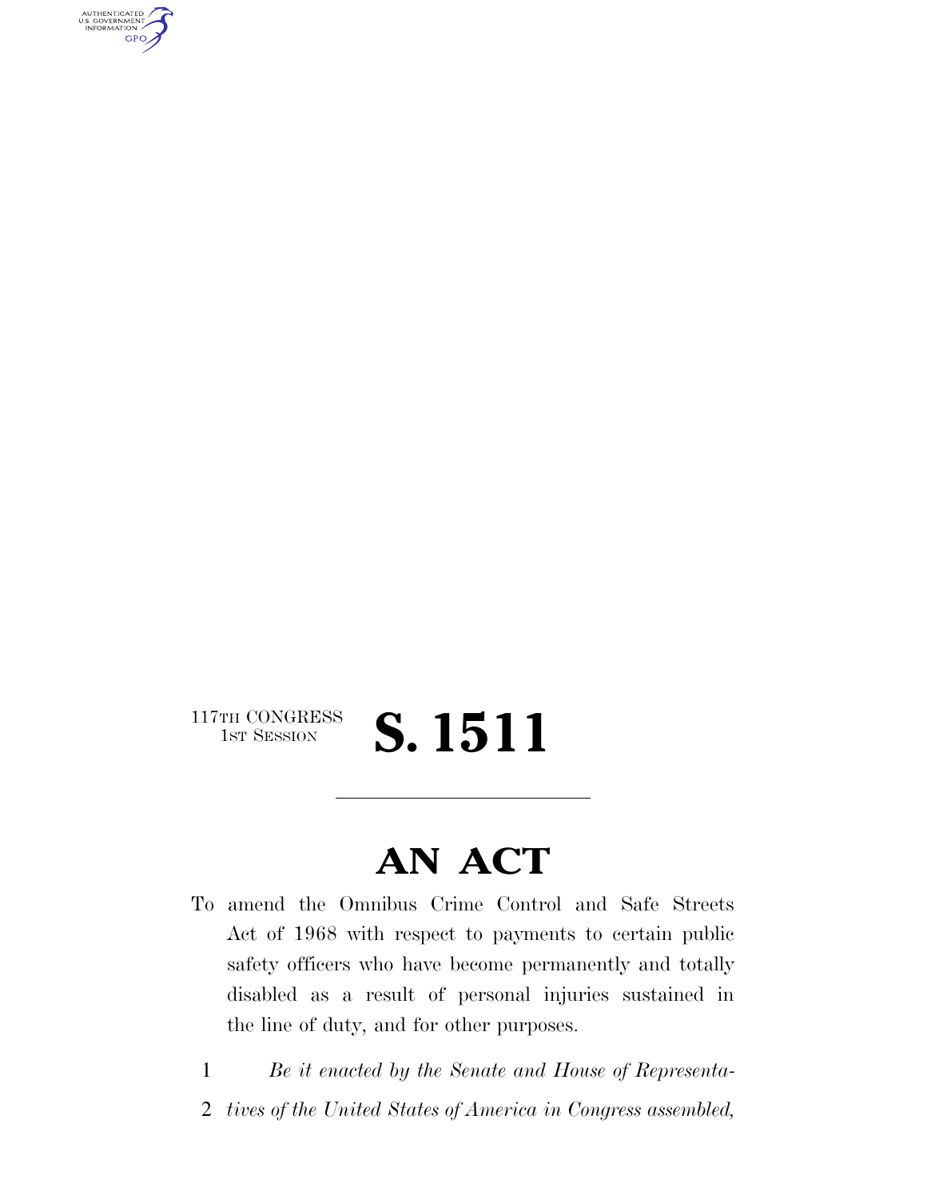117TH CONGRESS
1ST SESSION

# S. 1511

## AN ACT

To amend the Omnibus Crime Control and Safe Streets Act of 1968 with respect to payments to certain public safety officers who have become permanently and totally disabled as a result of personal injuries sustained in the line of duty, and for other purposes.

1 *Be it enacted by the Senate and House of Representa-*
2 *tives of the United States of America in Congress assembled,*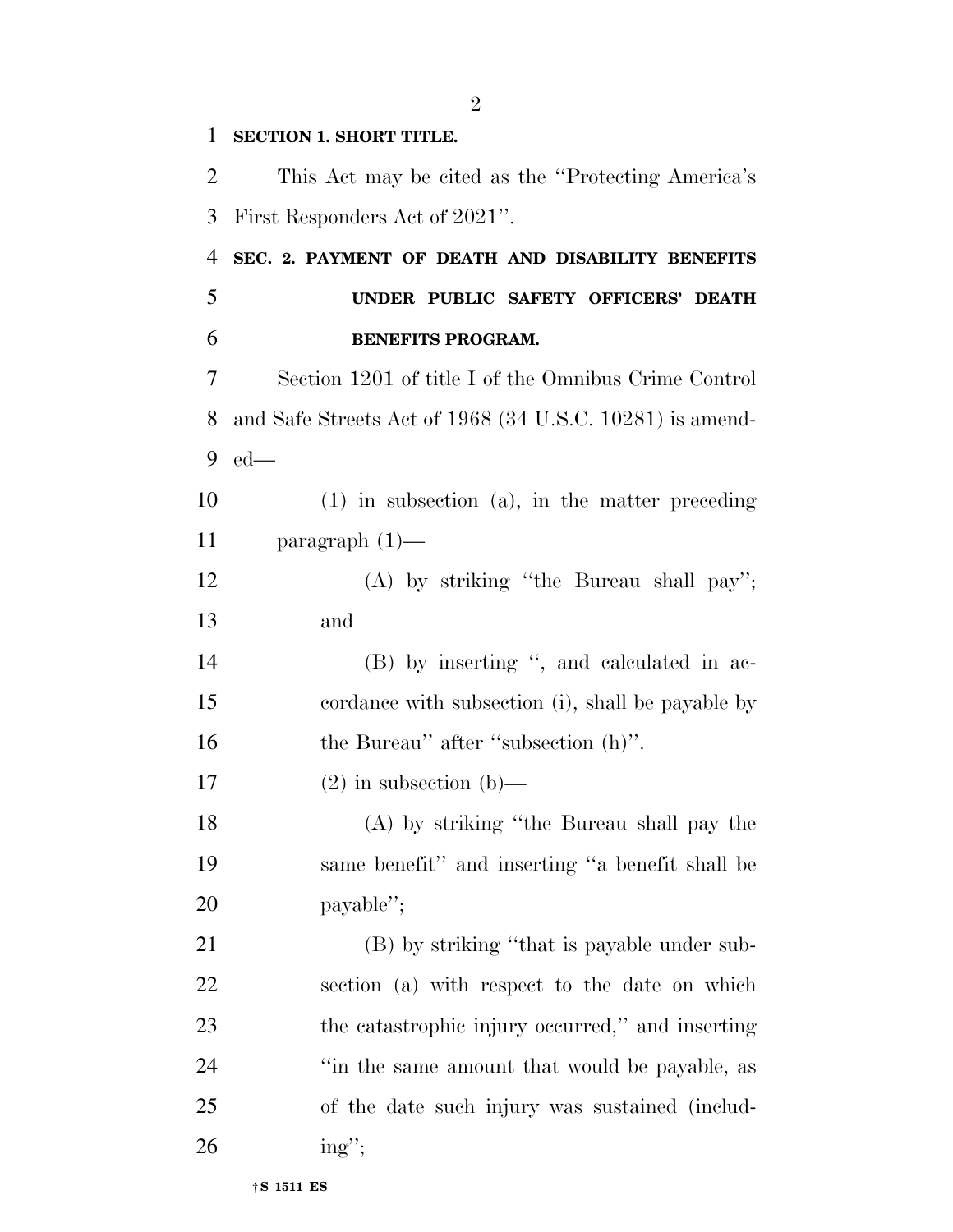**SECTION 1. SHORT TITLE.**

This Act may be cited as the "Protecting America's First Responders Act of 2021".

**SEC. 2. PAYMENT OF DEATH AND DISABILITY BENEFITS UNDER PUBLIC SAFETY OFFICERS' DEATH BENEFITS PROGRAM.**

Section 1201 of title I of the Omnibus Crime Control and Safe Streets Act of 1968 (34 U.S.C. 10281) is amended—

(1) in subsection (a), in the matter preceding paragraph (1)—

(A) by striking "the Bureau shall pay"; and

(B) by inserting ", and calculated in accordance with subsection (i), shall be payable by the Bureau" after "subsection (h)".

(2) in subsection (b)—

(A) by striking "the Bureau shall pay the same benefit" and inserting "a benefit shall be payable";

(B) by striking "that is payable under subsection (a) with respect to the date on which the catastrophic injury occurred," and inserting "in the same amount that would be payable, as of the date such injury was sustained (including";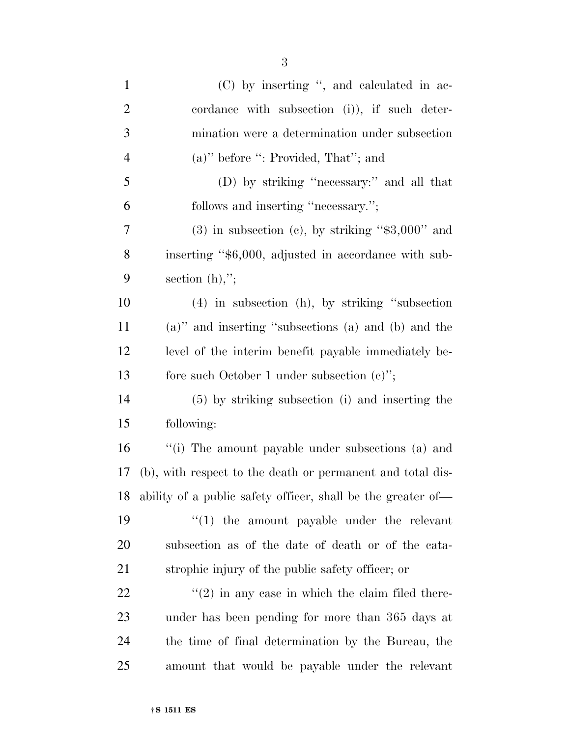(C) by inserting ", and calculated in accordance with subsection (i)), if such determination were a determination under subsection (a)" before ": Provided, That"; and

(D) by striking "necessary:" and all that follows and inserting "necessary.";

(3) in subsection (c), by striking "$3,000" and inserting "$6,000, adjusted in accordance with subsection (h),";

(4) in subsection (h), by striking "subsection (a)" and inserting "subsections (a) and (b) and the level of the interim benefit payable immediately before such October 1 under subsection (c)";

(5) by striking subsection (i) and inserting the following:

"(i) The amount payable under subsections (a) and (b), with respect to the death or permanent and total disability of a public safety officer, shall be the greater of—

"(1) the amount payable under the relevant subsection as of the date of death or of the catastrophic injury of the public safety officer; or

"(2) in any case in which the claim filed thereunder has been pending for more than 365 days at the time of final determination by the Bureau, the amount that would be payable under the relevant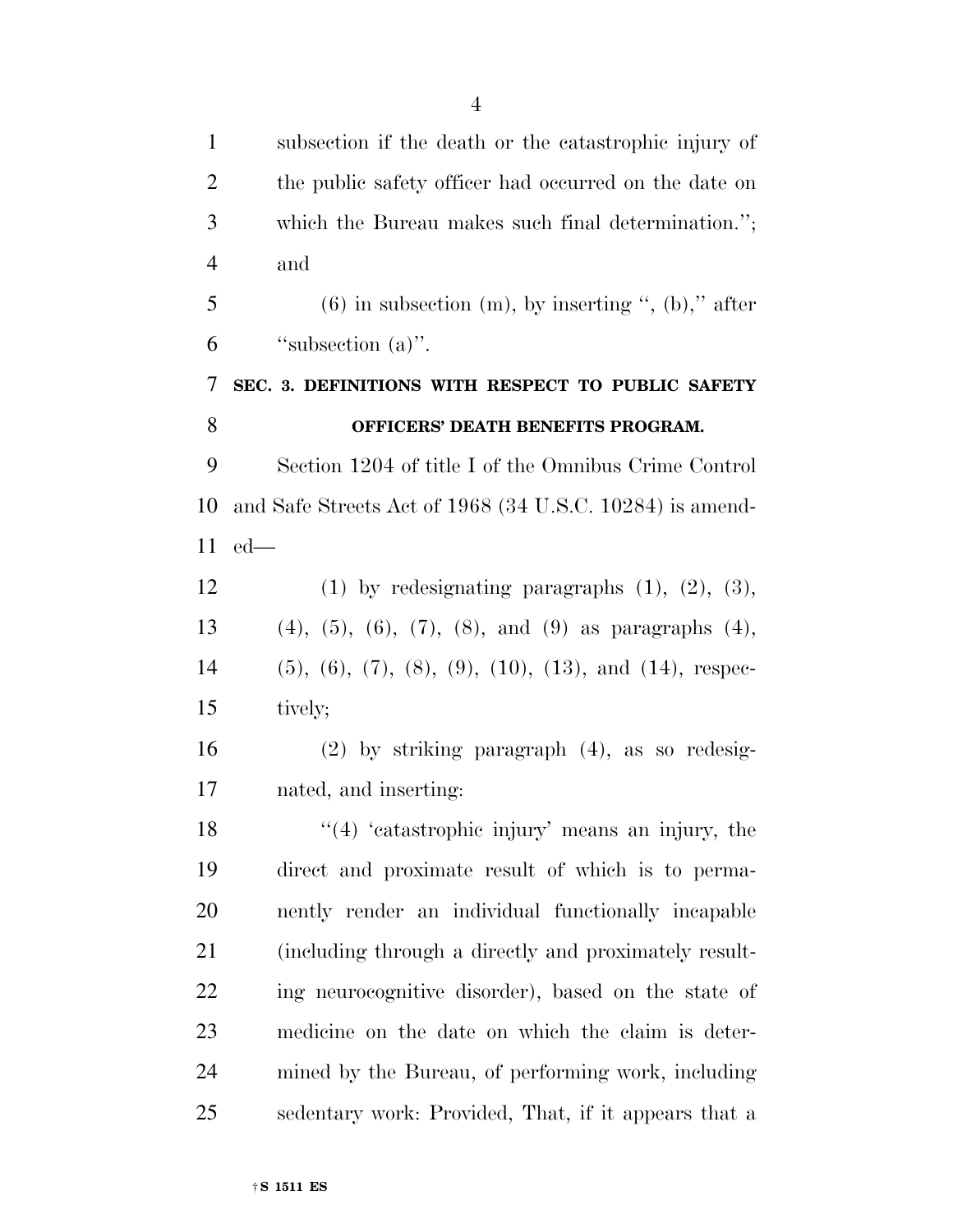subsection if the death or the catastrophic injury of the public safety officer had occurred on the date on which the Bureau makes such final determination.''; and

(6) in subsection (m), by inserting '', (b),'' after ''subsection (a)''.

**SEC. 3. DEFINITIONS WITH RESPECT TO PUBLIC SAFETY OFFICERS' DEATH BENEFITS PROGRAM.**

Section 1204 of title I of the Omnibus Crime Control and Safe Streets Act of 1968 (34 U.S.C. 10284) is amended—

(1) by redesignating paragraphs (1), (2), (3), (4), (5), (6), (7), (8), and (9) as paragraphs (4), (5), (6), (7), (8), (9), (10), (13), and (14), respectively;

(2) by striking paragraph (4), as so redesignated, and inserting:

''(4) 'catastrophic injury' means an injury, the direct and proximate result of which is to permanently render an individual functionally incapable (including through a directly and proximately resulting neurocognitive disorder), based on the state of medicine on the date on which the claim is determined by the Bureau, of performing work, including sedentary work: Provided, That, if it appears that a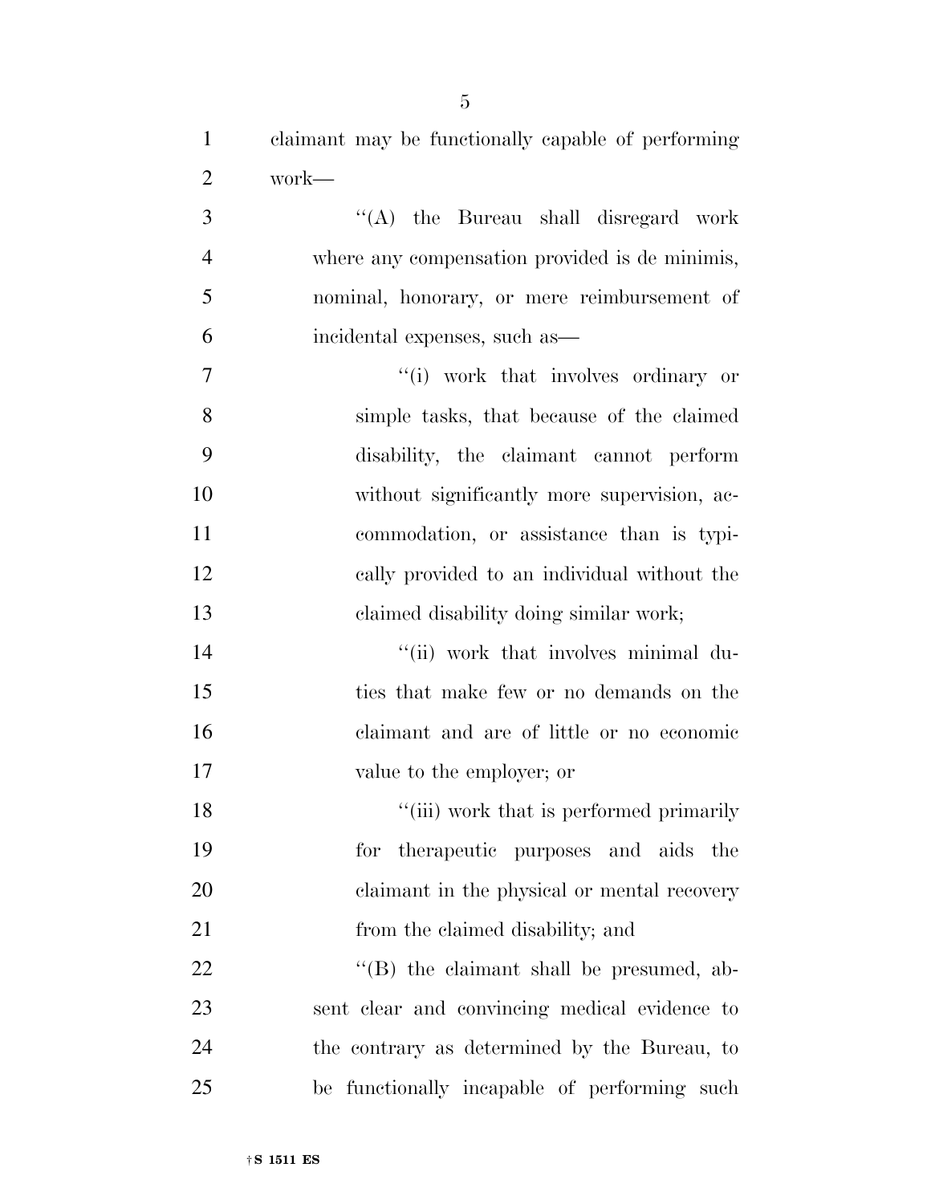claimant may be functionally capable of performing work—

"(A) the Bureau shall disregard work where any compensation provided is de minimis, nominal, honorary, or mere reimbursement of incidental expenses, such as—

"(i) work that involves ordinary or simple tasks, that because of the claimed disability, the claimant cannot perform without significantly more supervision, accommodation, or assistance than is typically provided to an individual without the claimed disability doing similar work;

"(ii) work that involves minimal duties that make few or no demands on the claimant and are of little or no economic value to the employer; or

"(iii) work that is performed primarily for therapeutic purposes and aids the claimant in the physical or mental recovery from the claimed disability; and

"(B) the claimant shall be presumed, absent clear and convincing medical evidence to the contrary as determined by the Bureau, to be functionally incapable of performing such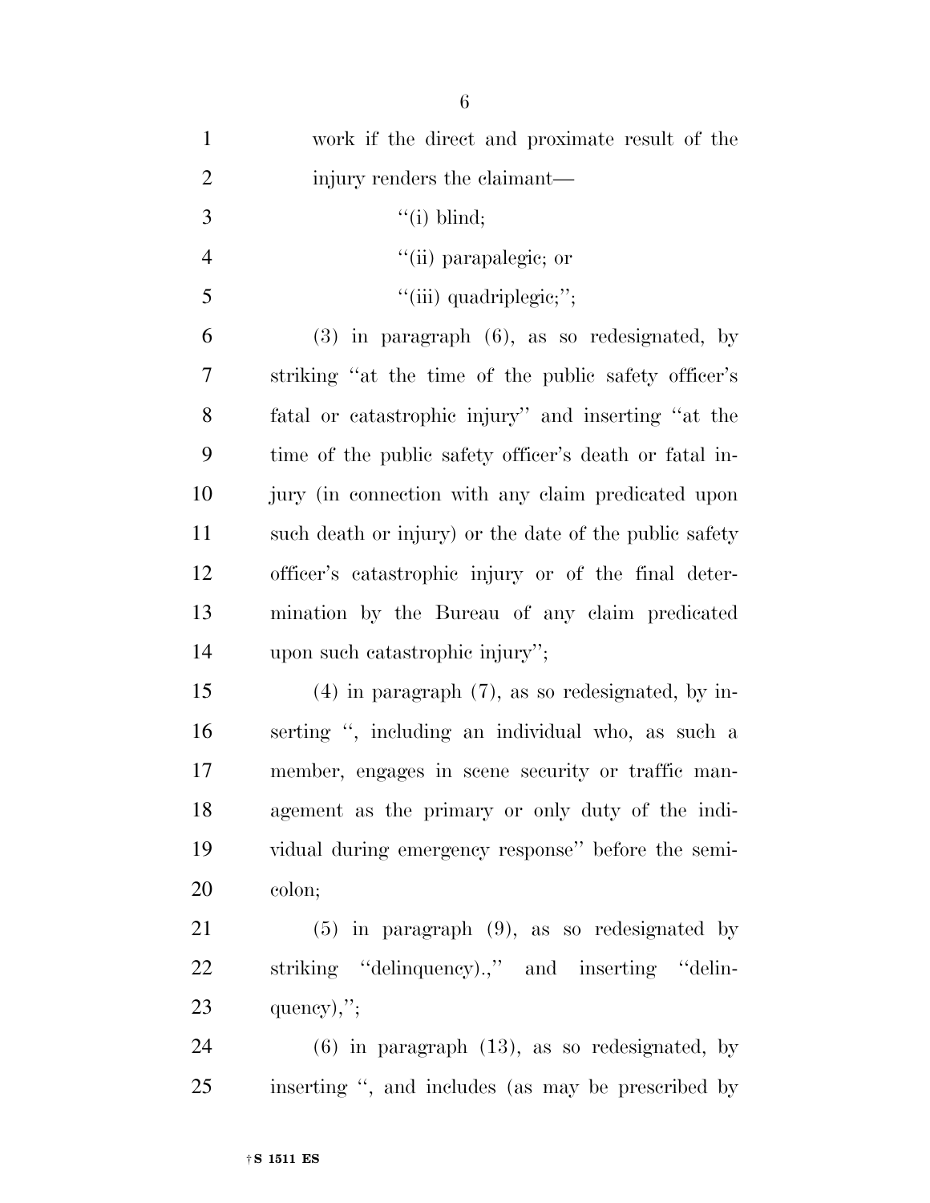work if the direct and proximate result of the injury renders the claimant—

''(i) blind;

''(ii) parapalegic; or

''(iii) quadriplegic;'';

(3) in paragraph (6), as so redesignated, by striking ''at the time of the public safety officer's fatal or catastrophic injury'' and inserting ''at the time of the public safety officer's death or fatal injury (in connection with any claim predicated upon such death or injury) or the date of the public safety officer's catastrophic injury or of the final determination by the Bureau of any claim predicated upon such catastrophic injury'';

(4) in paragraph (7), as so redesignated, by inserting '', including an individual who, as such a member, engages in scene security or traffic management as the primary or only duty of the individual during emergency response'' before the semicolon;

(5) in paragraph (9), as so redesignated by striking ''delinquency).,'' and inserting ''delinquency),'';

(6) in paragraph (13), as so redesignated, by inserting '', and includes (as may be prescribed by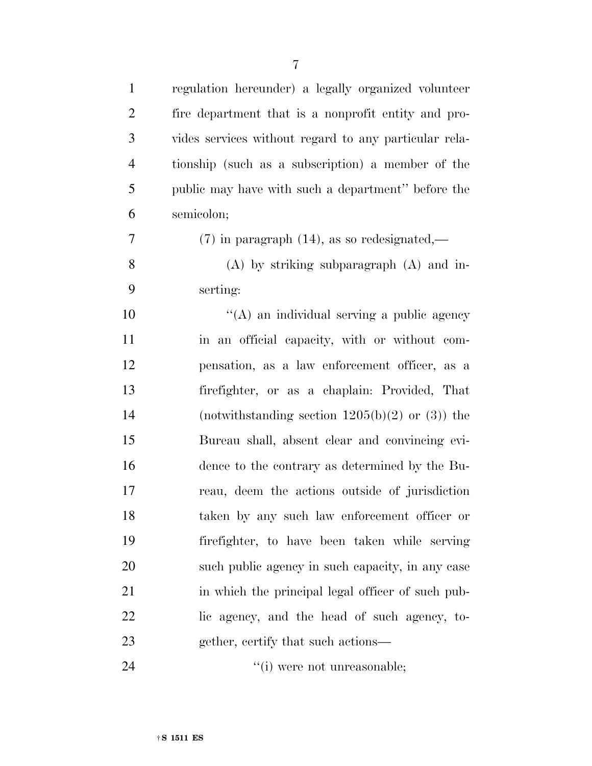regulation hereunder) a legally organized volunteer fire department that is a nonprofit entity and provides services without regard to any particular relationship (such as a subscription) a member of the public may have with such a department'' before the semicolon;

(7) in paragraph (14), as so redesignated,—

(A) by striking subparagraph (A) and inserting:

''(A) an individual serving a public agency in an official capacity, with or without compensation, as a law enforcement officer, as a firefighter, or as a chaplain: Provided, That (notwithstanding section 1205(b)(2) or (3)) the Bureau shall, absent clear and convincing evidence to the contrary as determined by the Bureau, deem the actions outside of jurisdiction taken by any such law enforcement officer or firefighter, to have been taken while serving such public agency in such capacity, in any case in which the principal legal officer of such public agency, and the head of such agency, together, certify that such actions—

''(i) were not unreasonable;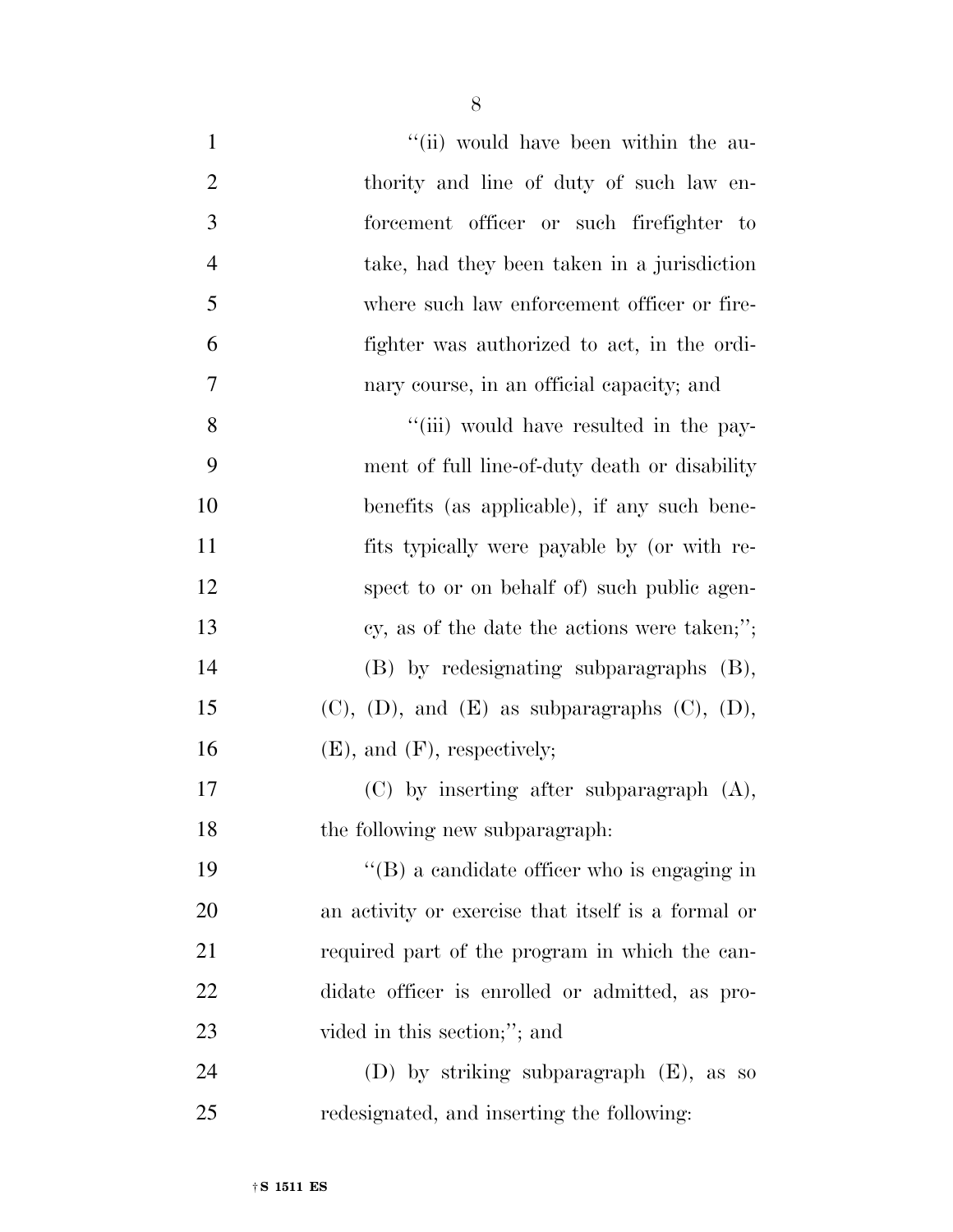"(ii) would have been within the authority and line of duty of such law enforcement officer or such firefighter to take, had they been taken in a jurisdiction where such law enforcement officer or firefighter was authorized to act, in the ordinary course, in an official capacity; and

"(iii) would have resulted in the payment of full line-of-duty death or disability benefits (as applicable), if any such benefits typically were payable by (or with respect to or on behalf of) such public agency, as of the date the actions were taken;";

(B) by redesignating subparagraphs (B), (C), (D), and (E) as subparagraphs (C), (D), (E), and (F), respectively;

(C) by inserting after subparagraph (A), the following new subparagraph:

"(B) a candidate officer who is engaging in an activity or exercise that itself is a formal or required part of the program in which the candidate officer is enrolled or admitted, as provided in this section;"; and

(D) by striking subparagraph (E), as so redesignated, and inserting the following: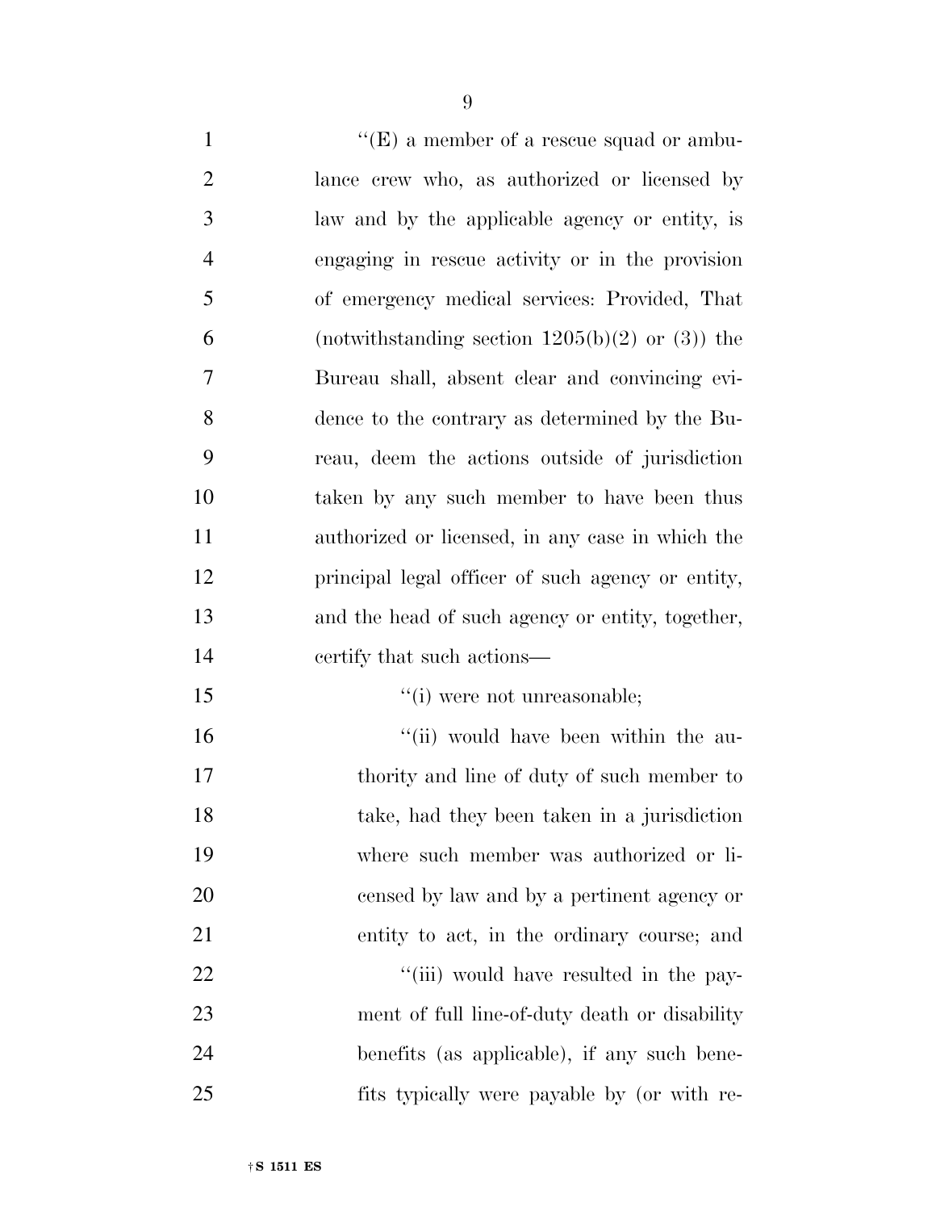''(E) a member of a rescue squad or ambulance crew who, as authorized or licensed by law and by the applicable agency or entity, is engaging in rescue activity or in the provision of emergency medical services: Provided, That (notwithstanding section 1205(b)(2) or (3)) the Bureau shall, absent clear and convincing evidence to the contrary as determined by the Bureau, deem the actions outside of jurisdiction taken by any such member to have been thus authorized or licensed, in any case in which the principal legal officer of such agency or entity, and the head of such agency or entity, together, certify that such actions—

''(i) were not unreasonable;

''(ii) would have been within the authority and line of duty of such member to take, had they been taken in a jurisdiction where such member was authorized or licensed by law and by a pertinent agency or entity to act, in the ordinary course; and

''(iii) would have resulted in the payment of full line-of-duty death or disability benefits (as applicable), if any such benefits typically were payable by (or with re-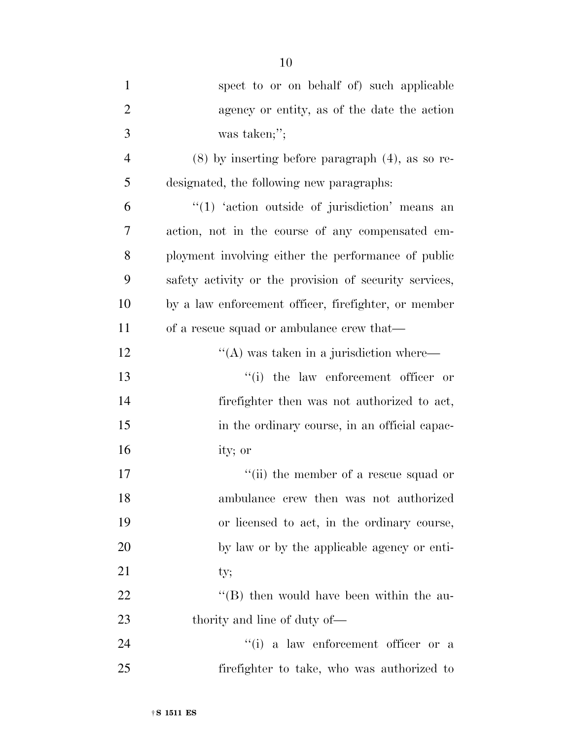spect to or on behalf of) such applicable agency or entity, as of the date the action was taken;'';

(8) by inserting before paragraph (4), as so redesignated, the following new paragraphs:

''(1) 'action outside of jurisdiction' means an action, not in the course of any compensated employment involving either the performance of public safety activity or the provision of security services, by a law enforcement officer, firefighter, or member of a rescue squad or ambulance crew that—

''(A) was taken in a jurisdiction where—

''(i) the law enforcement officer or firefighter then was not authorized to act, in the ordinary course, in an official capacity; or

''(ii) the member of a rescue squad or ambulance crew then was not authorized or licensed to act, in the ordinary course, by law or by the applicable agency or entity;

''(B) then would have been within the authority and line of duty of—

''(i) a law enforcement officer or a firefighter to take, who was authorized to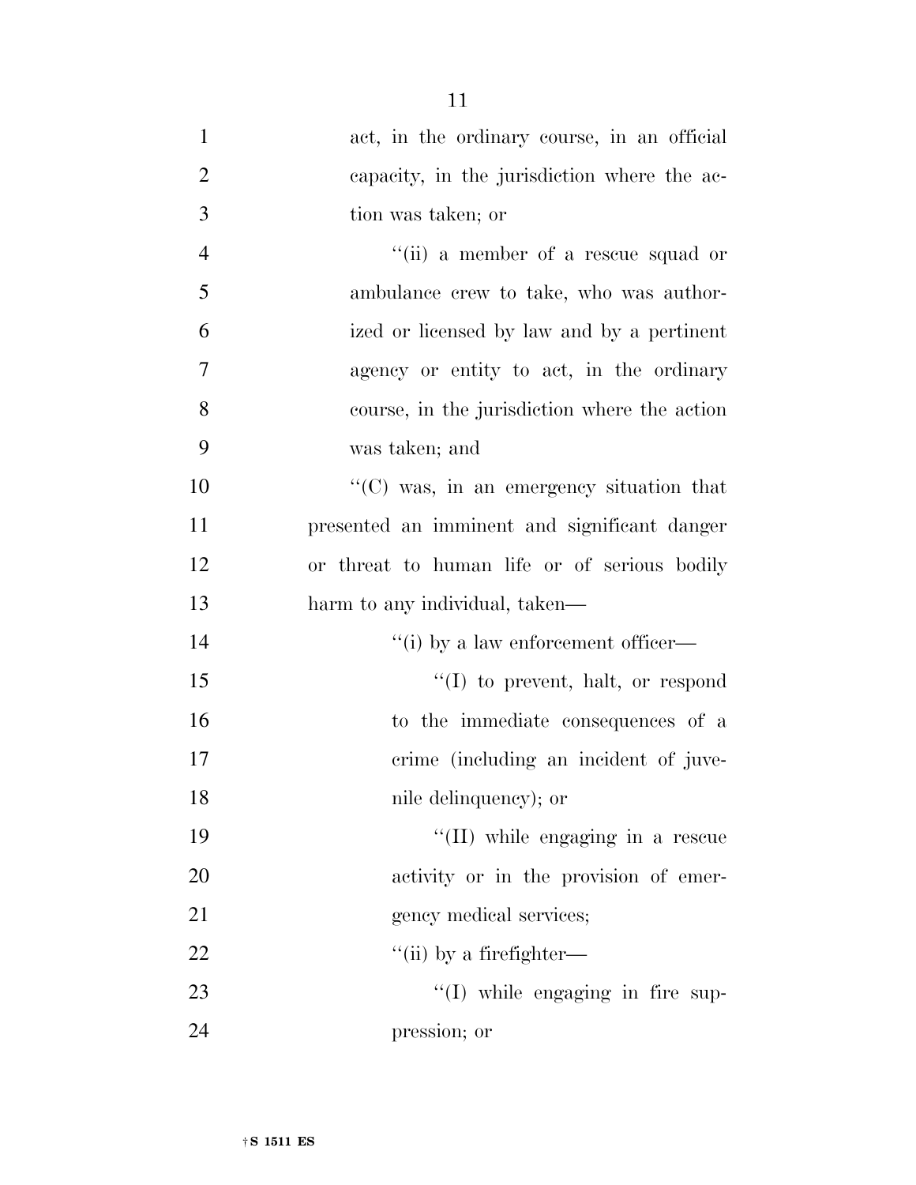act, in the ordinary course, in an official capacity, in the jurisdiction where the action was taken; or

''(ii) a member of a rescue squad or ambulance crew to take, who was authorized or licensed by law and by a pertinent agency or entity to act, in the ordinary course, in the jurisdiction where the action was taken; and

''(C) was, in an emergency situation that presented an imminent and significant danger or threat to human life or of serious bodily harm to any individual, taken—

''(i) by a law enforcement officer—

''(I) to prevent, halt, or respond to the immediate consequences of a crime (including an incident of juvenile delinquency); or

''(II) while engaging in a rescue activity or in the provision of emergency medical services;

''(ii) by a firefighter—

''(I) while engaging in fire suppression; or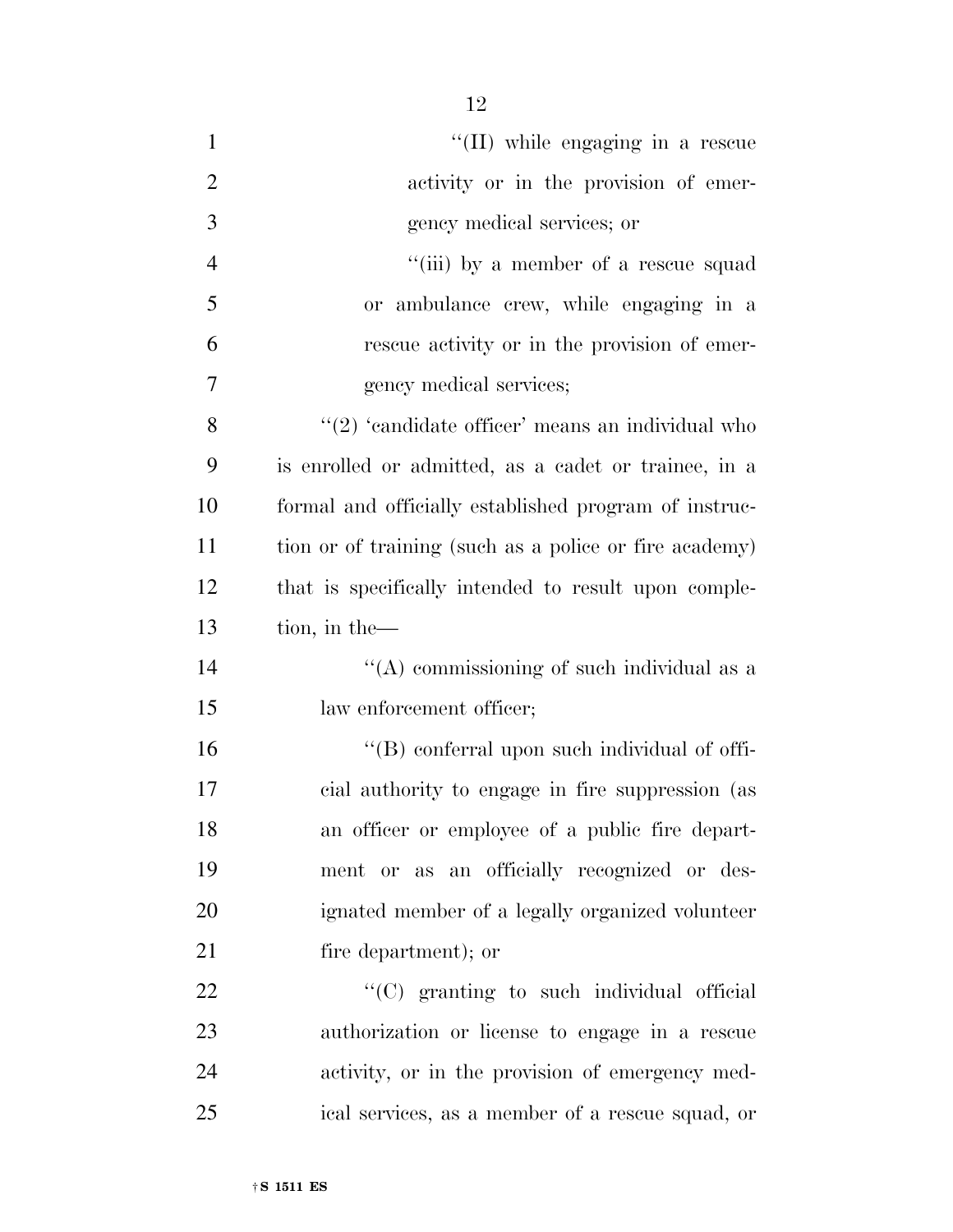''(II) while engaging in a rescue activity or in the provision of emergency medical services; or

''(iii) by a member of a rescue squad or ambulance crew, while engaging in a rescue activity or in the provision of emergency medical services;

''(2) 'candidate officer' means an individual who is enrolled or admitted, as a cadet or trainee, in a formal and officially established program of instruction or of training (such as a police or fire academy) that is specifically intended to result upon completion, in the—

''(A) commissioning of such individual as a law enforcement officer;

''(B) conferral upon such individual of official authority to engage in fire suppression (as an officer or employee of a public fire department or as an officially recognized or designated member of a legally organized volunteer fire department); or

''(C) granting to such individual official authorization or license to engage in a rescue activity, or in the provision of emergency medical services, as a member of a rescue squad, or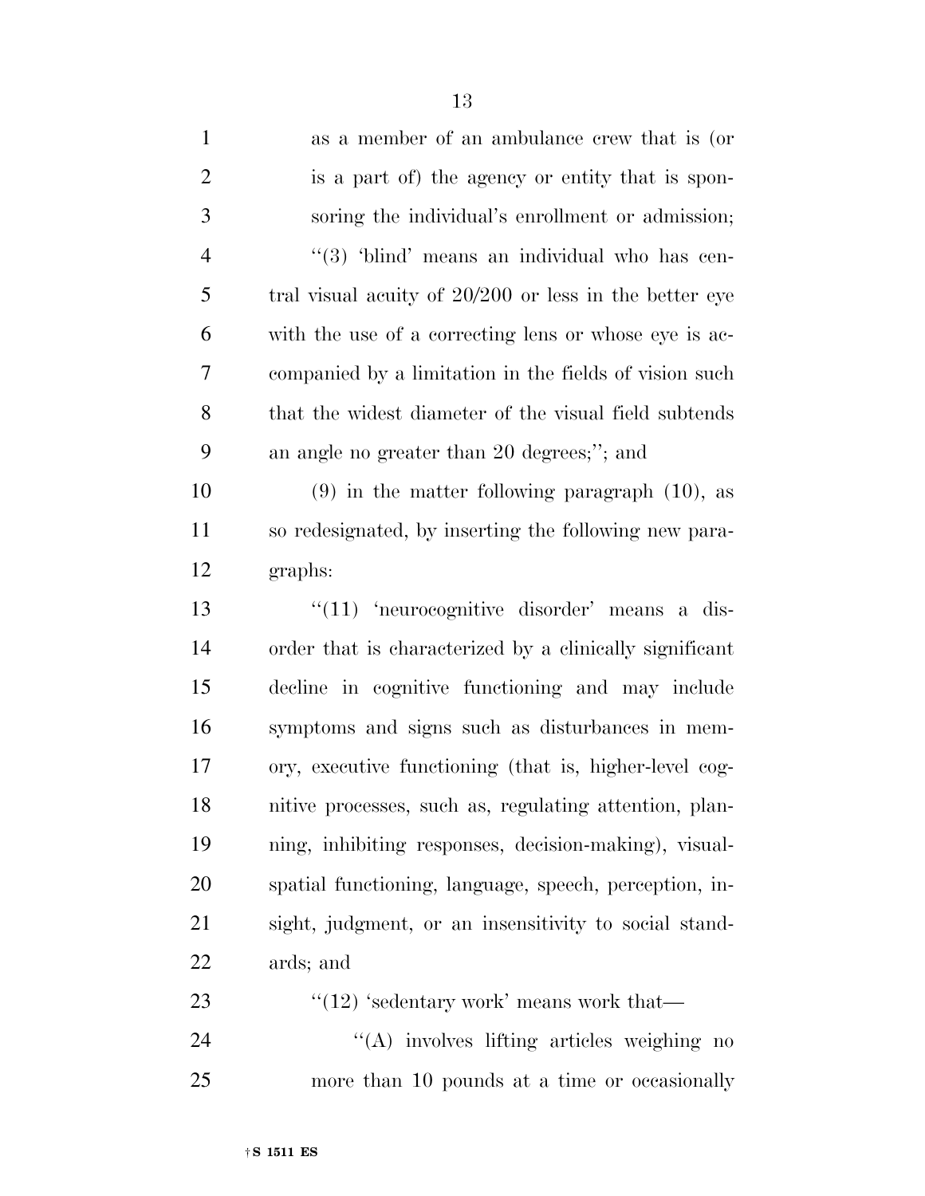as a member of an ambulance crew that is (or is a part of) the agency or entity that is sponsoring the individual's enrollment or admission;

"(3) 'blind' means an individual who has central visual acuity of 20/200 or less in the better eye with the use of a correcting lens or whose eye is accompanied by a limitation in the fields of vision such that the widest diameter of the visual field subtends an angle no greater than 20 degrees;"; and

(9) in the matter following paragraph (10), as so redesignated, by inserting the following new paragraphs:

"(11) 'neurocognitive disorder' means a disorder that is characterized by a clinically significant decline in cognitive functioning and may include symptoms and signs such as disturbances in memory, executive functioning (that is, higher-level cognitive processes, such as, regulating attention, planning, inhibiting responses, decision-making), visual-spatial functioning, language, speech, perception, insight, judgment, or an insensitivity to social standards; and

"(12) 'sedentary work' means work that—

"(A) involves lifting articles weighing no more than 10 pounds at a time or occasionally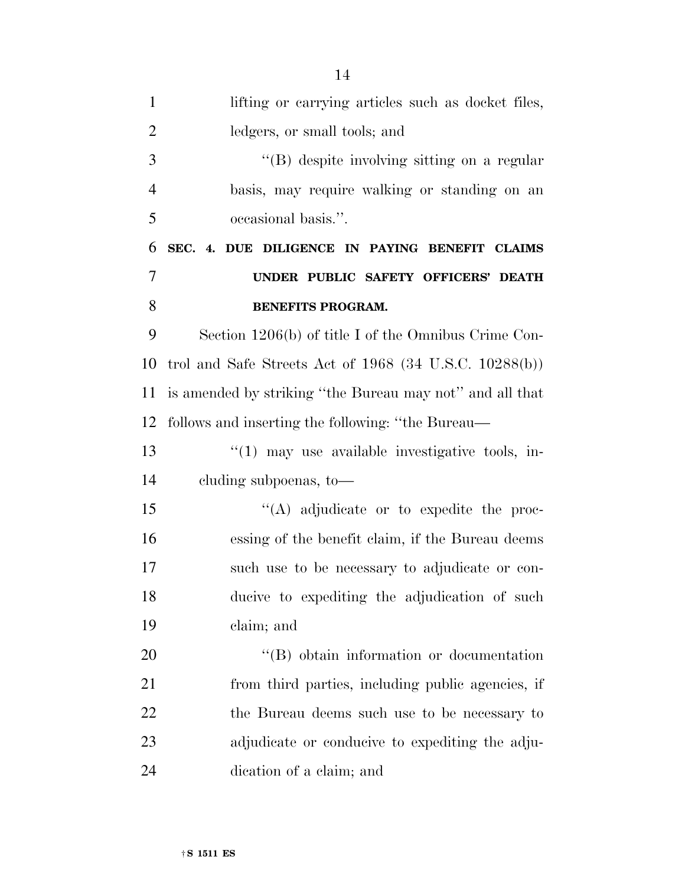lifting or carrying articles such as docket files, ledgers, or small tools; and

''(B) despite involving sitting on a regular basis, may require walking or standing on an occasional basis.''.

**SEC. 4. DUE DILIGENCE IN PAYING BENEFIT CLAIMS UNDER PUBLIC SAFETY OFFICERS' DEATH BENEFITS PROGRAM.**

Section 1206(b) of title I of the Omnibus Crime Control and Safe Streets Act of 1968 (34 U.S.C. 10288(b)) is amended by striking ''the Bureau may not'' and all that follows and inserting the following: ''the Bureau—

''(1) may use available investigative tools, including subpoenas, to—

''(A) adjudicate or to expedite the processing of the benefit claim, if the Bureau deems such use to be necessary to adjudicate or conducive to expediting the adjudication of such claim; and

''(B) obtain information or documentation from third parties, including public agencies, if the Bureau deems such use to be necessary to adjudicate or conducive to expediting the adjudication of a claim; and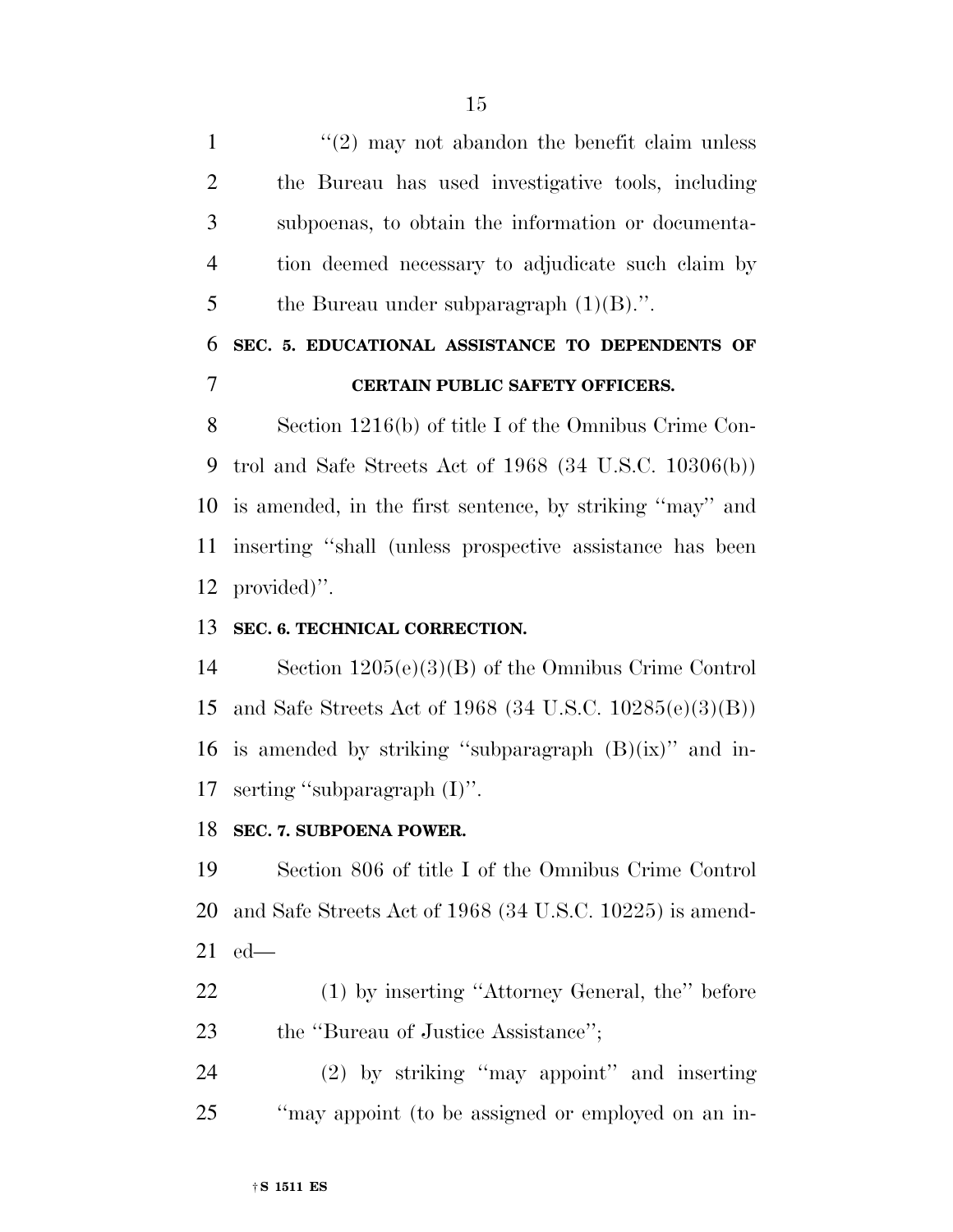"(2) may not abandon the benefit claim unless the Bureau has used investigative tools, including subpoenas, to obtain the information or documentation deemed necessary to adjudicate such claim by the Bureau under subparagraph (1)(B).".

**SEC. 5. EDUCATIONAL ASSISTANCE TO DEPENDENTS OF CERTAIN PUBLIC SAFETY OFFICERS.**

Section 1216(b) of title I of the Omnibus Crime Control and Safe Streets Act of 1968 (34 U.S.C. 10306(b)) is amended, in the first sentence, by striking "may" and inserting "shall (unless prospective assistance has been provided)".

**SEC. 6. TECHNICAL CORRECTION.**

Section 1205(e)(3)(B) of the Omnibus Crime Control and Safe Streets Act of 1968 (34 U.S.C. 10285(e)(3)(B)) is amended by striking "subparagraph (B)(ix)" and inserting "subparagraph (I)".

**SEC. 7. SUBPOENA POWER.**

Section 806 of title I of the Omnibus Crime Control and Safe Streets Act of 1968 (34 U.S.C. 10225) is amended—

(1) by inserting "Attorney General, the" before the "Bureau of Justice Assistance";

(2) by striking "may appoint" and inserting "may appoint (to be assigned or employed on an in-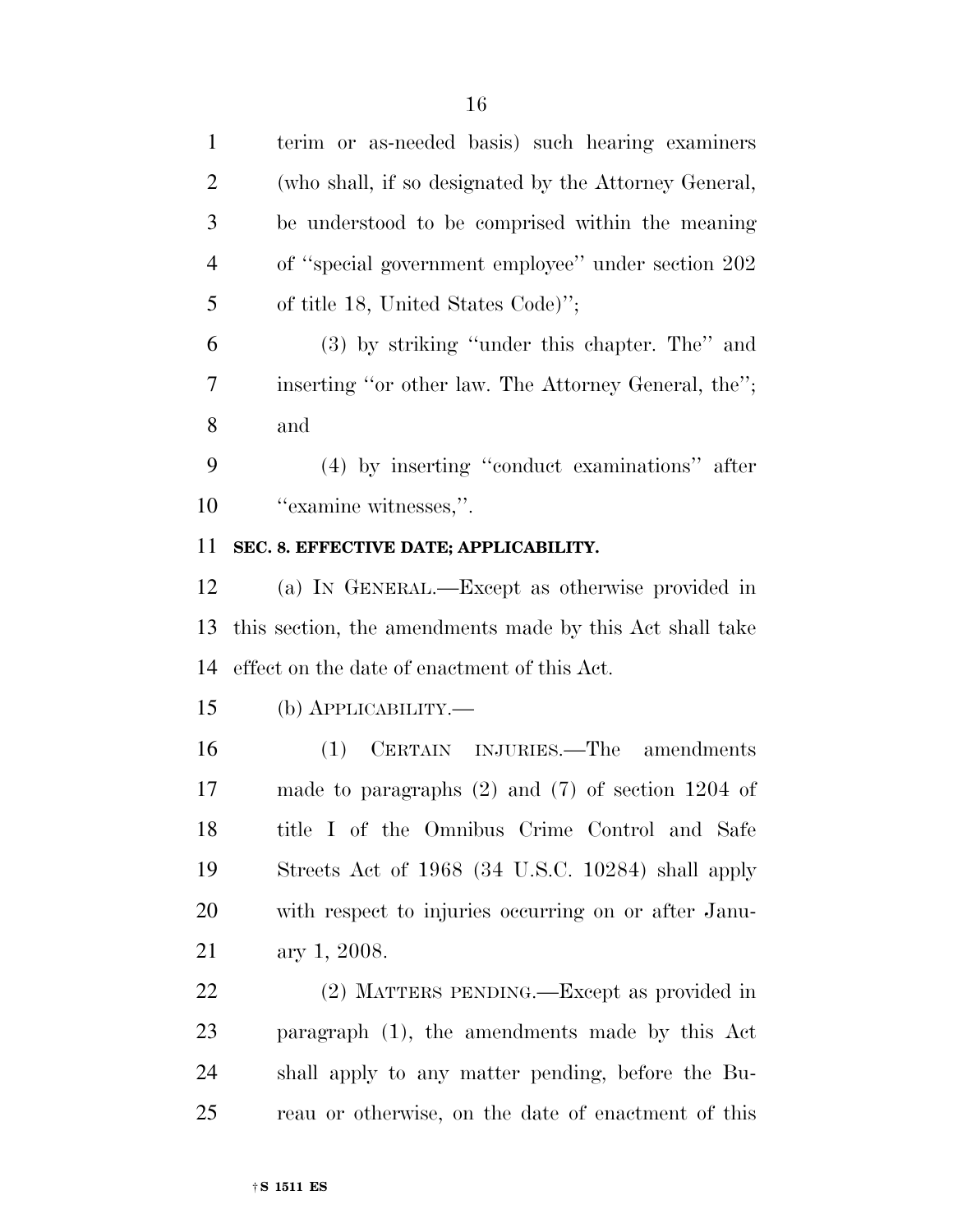terim or as-needed basis) such hearing examiners (who shall, if so designated by the Attorney General, be understood to be comprised within the meaning of ''special government employee'' under section 202 of title 18, United States Code)'';

(3) by striking ''under this chapter. The'' and inserting ''or other law. The Attorney General, the''; and

(4) by inserting ''conduct examinations'' after ''examine witnesses,''.

**SEC. 8. EFFECTIVE DATE; APPLICABILITY.**

(a) IN GENERAL.—Except as otherwise provided in this section, the amendments made by this Act shall take effect on the date of enactment of this Act.

(b) APPLICABILITY.—

(1) CERTAIN INJURIES.—The amendments made to paragraphs (2) and (7) of section 1204 of title I of the Omnibus Crime Control and Safe Streets Act of 1968 (34 U.S.C. 10284) shall apply with respect to injuries occurring on or after January 1, 2008.

(2) MATTERS PENDING.—Except as provided in paragraph (1), the amendments made by this Act shall apply to any matter pending, before the Bureau or otherwise, on the date of enactment of this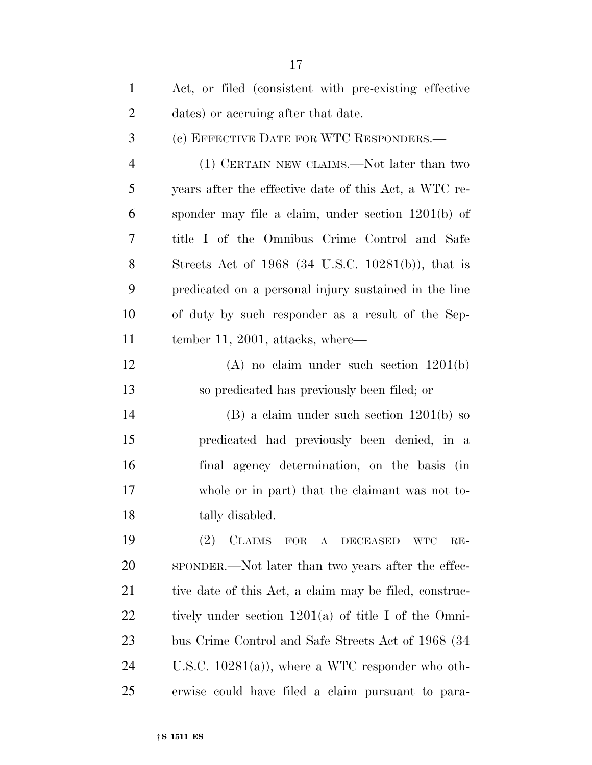Act, or filed (consistent with pre-existing effective dates) or accruing after that date.

(c) EFFECTIVE DATE FOR WTC RESPONDERS.—

(1) CERTAIN NEW CLAIMS.—Not later than two years after the effective date of this Act, a WTC responder may file a claim, under section 1201(b) of title I of the Omnibus Crime Control and Safe Streets Act of 1968 (34 U.S.C. 10281(b)), that is predicated on a personal injury sustained in the line of duty by such responder as a result of the September 11, 2001, attacks, where—

(A) no claim under such section 1201(b) so predicated has previously been filed; or

(B) a claim under such section 1201(b) so predicated had previously been denied, in a final agency determination, on the basis (in whole or in part) that the claimant was not totally disabled.

(2) CLAIMS FOR A DECEASED WTC RESPONDER.—Not later than two years after the effective date of this Act, a claim may be filed, constructively under section 1201(a) of title I of the Omnibus Crime Control and Safe Streets Act of 1968 (34 U.S.C. 10281(a)), where a WTC responder who otherwise could have filed a claim pursuant to para-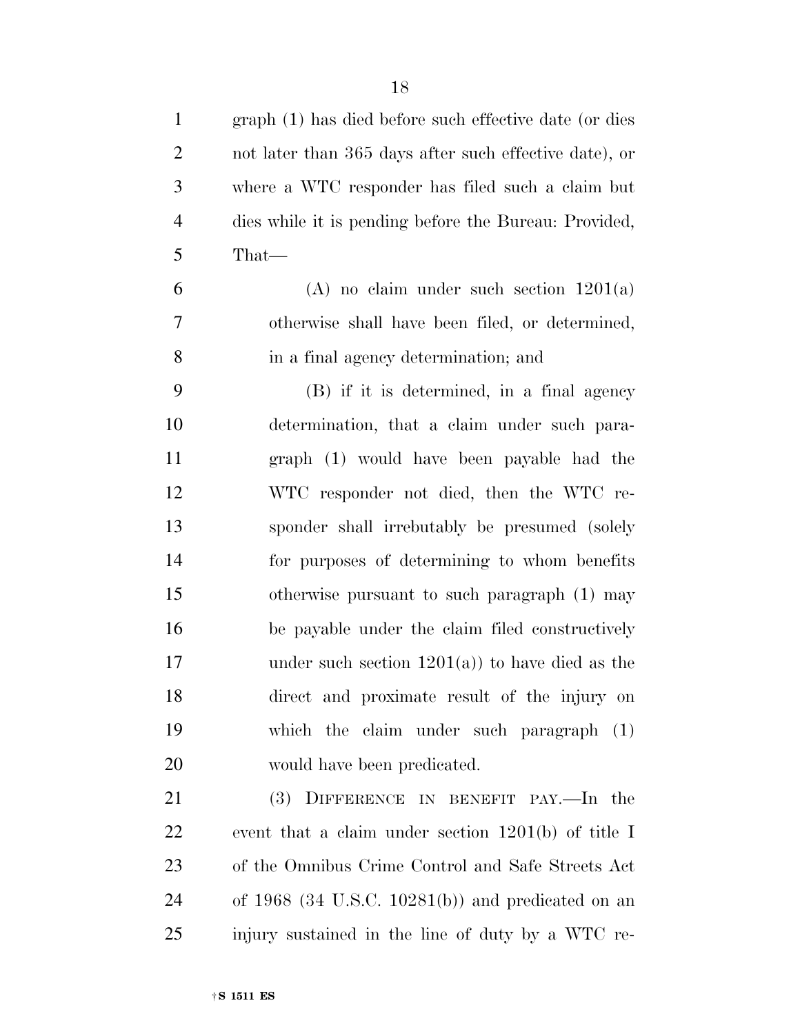graph (1) has died before such effective date (or dies not later than 365 days after such effective date), or where a WTC responder has filed such a claim but dies while it is pending before the Bureau: Provided, That—

(A) no claim under such section 1201(a) otherwise shall have been filed, or determined, in a final agency determination; and

(B) if it is determined, in a final agency determination, that a claim under such paragraph (1) would have been payable had the WTC responder not died, then the WTC responder shall irrebutably be presumed (solely for purposes of determining to whom benefits otherwise pursuant to such paragraph (1) may be payable under the claim filed constructively under such section 1201(a)) to have died as the direct and proximate result of the injury on which the claim under such paragraph (1) would have been predicated.

(3) DIFFERENCE IN BENEFIT PAY.—In the event that a claim under section 1201(b) of title I of the Omnibus Crime Control and Safe Streets Act of 1968 (34 U.S.C. 10281(b)) and predicated on an injury sustained in the line of duty by a WTC re-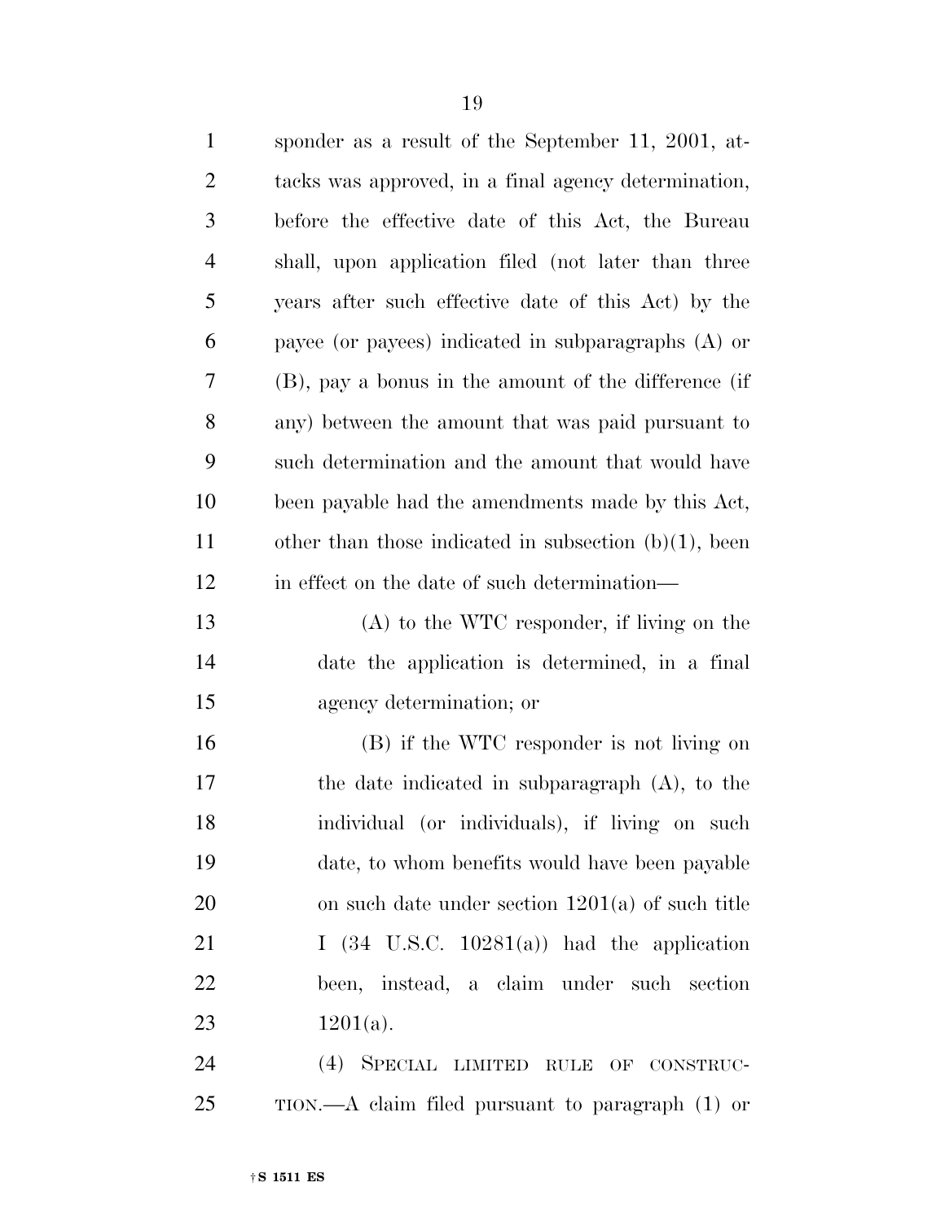sponder as a result of the September 11, 2001, attacks was approved, in a final agency determination, before the effective date of this Act, the Bureau shall, upon application filed (not later than three years after such effective date of this Act) by the payee (or payees) indicated in subparagraphs (A) or (B), pay a bonus in the amount of the difference (if any) between the amount that was paid pursuant to such determination and the amount that would have been payable had the amendments made by this Act, other than those indicated in subsection (b)(1), been in effect on the date of such determination—

(A) to the WTC responder, if living on the date the application is determined, in a final agency determination; or

(B) if the WTC responder is not living on the date indicated in subparagraph (A), to the individual (or individuals), if living on such date, to whom benefits would have been payable on such date under section 1201(a) of such title I (34 U.S.C. 10281(a)) had the application been, instead, a claim under such section 1201(a).

(4) SPECIAL LIMITED RULE OF CONSTRUCTION.—A claim filed pursuant to paragraph (1) or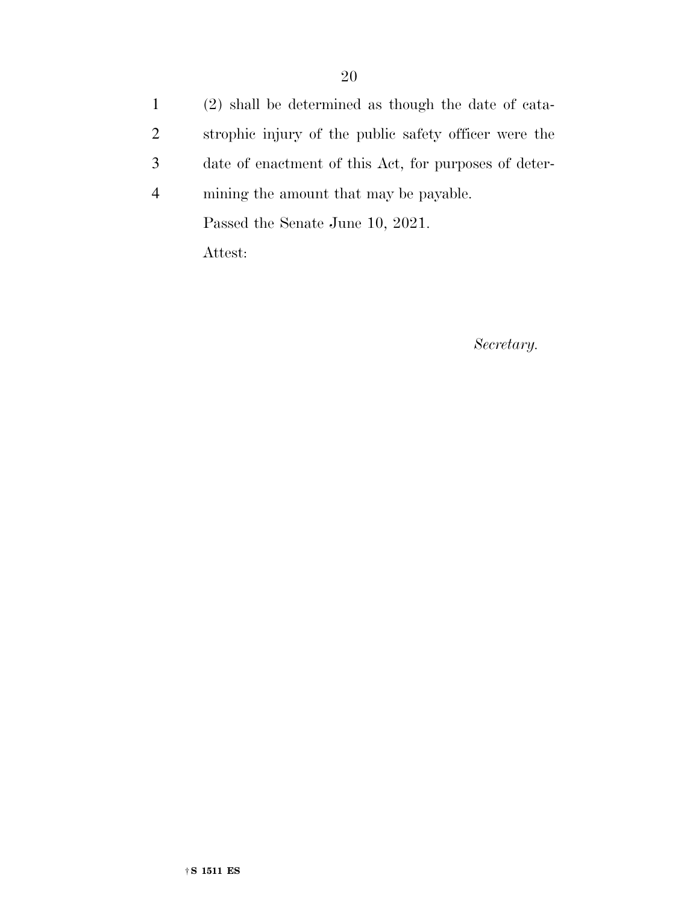(2) shall be determined as though the date of catastrophic injury of the public safety officer were the date of enactment of this Act, for purposes of determining the amount that may be payable.

Passed the Senate June 10, 2021.

Attest:

*Secretary.*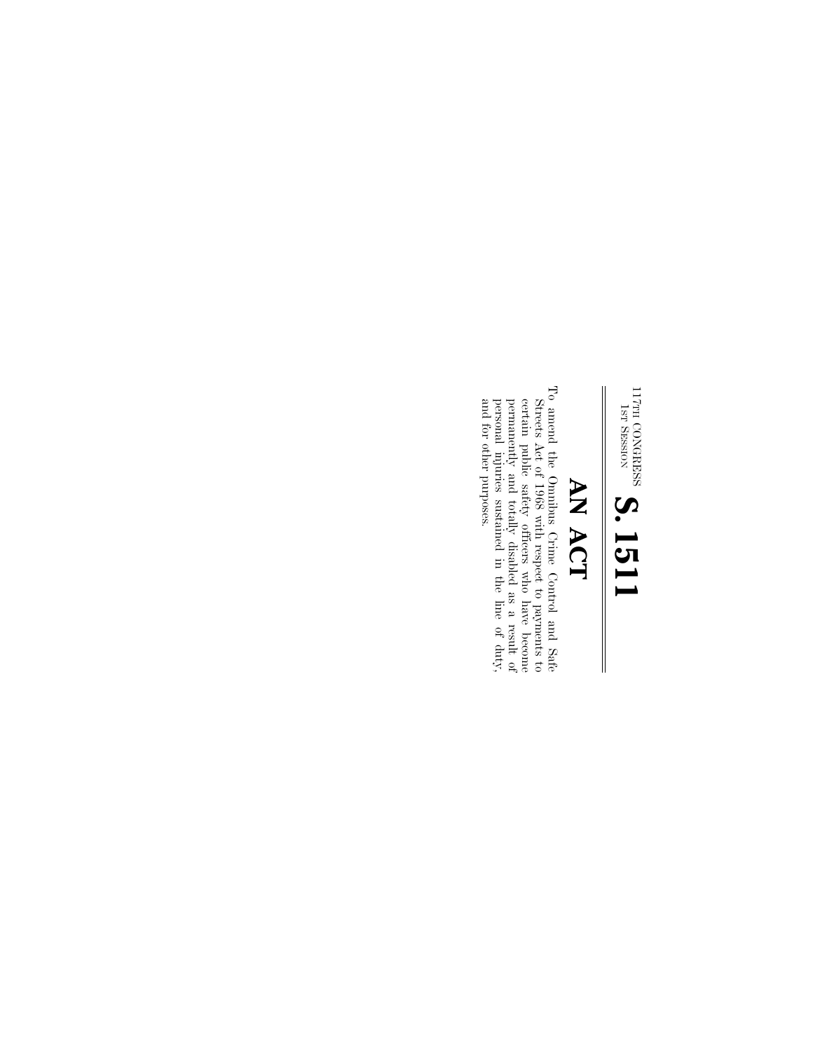117TH CONGRESS
1ST SESSION

# S. 1511

---

# AN ACT

To amend the Omnibus Crime Control and Safe Streets Act of 1968 with respect to payments to certain public safety officers who have become permanently and totally disabled as a result of personal injuries sustained in the line of duty, and for other purposes.